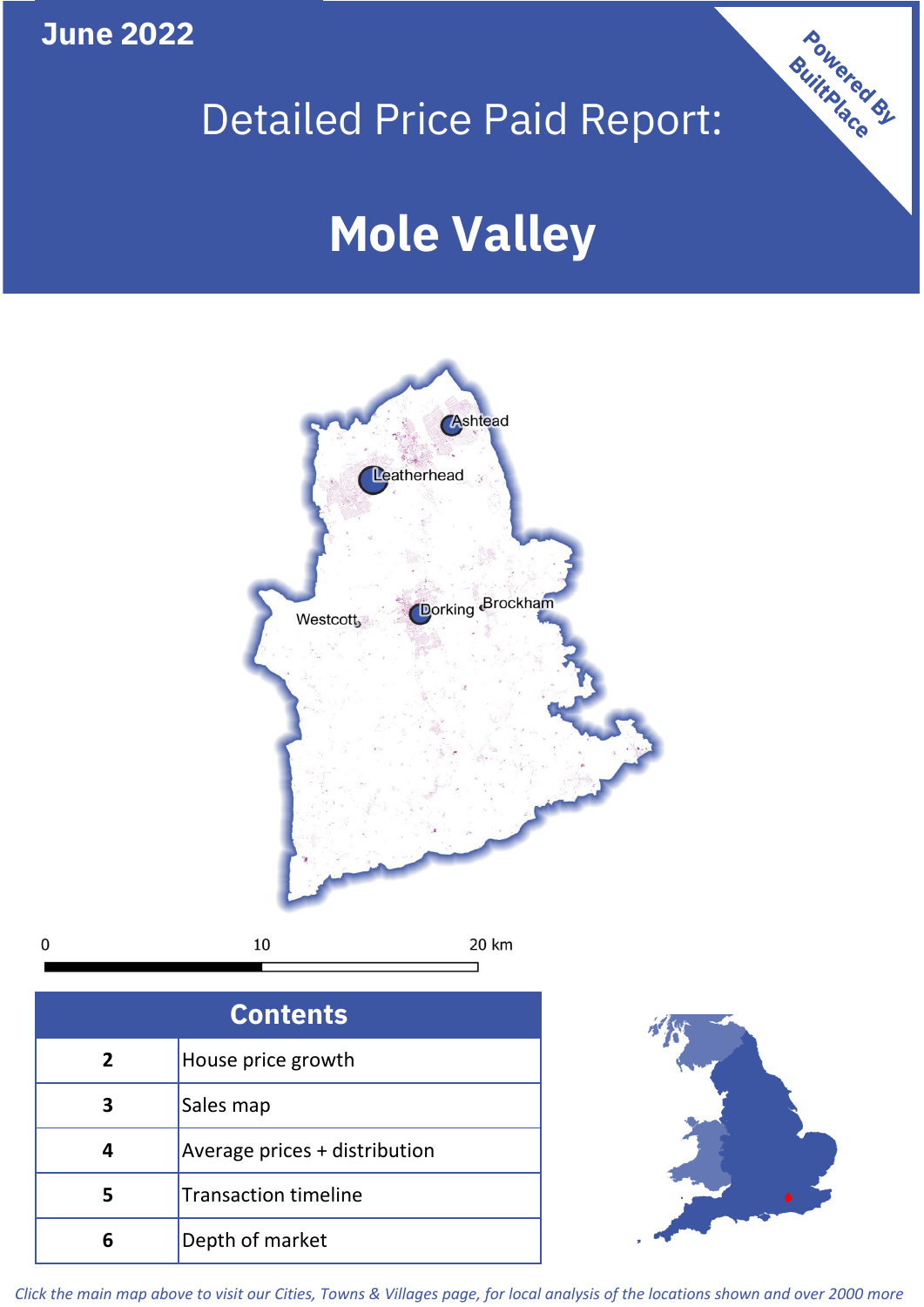**June 2022**

**Powered By BuiltPlace**

# Detailed Price Paid Report:

# Mole Valley

Ashtead

Leatherhead

Westcott

Dorking

Brockham

0 10 20 km

| Contents | |
|---|---|
| 2 | House price growth |
| 3 | Sales map |
| 4 | Average prices + distribution |
| 5 | Transaction timeline |
| 6 | Depth of market |

*Click the main map above to visit our Cities, Towns & Villages page, for local analysis of the locations shown and over 2000 more*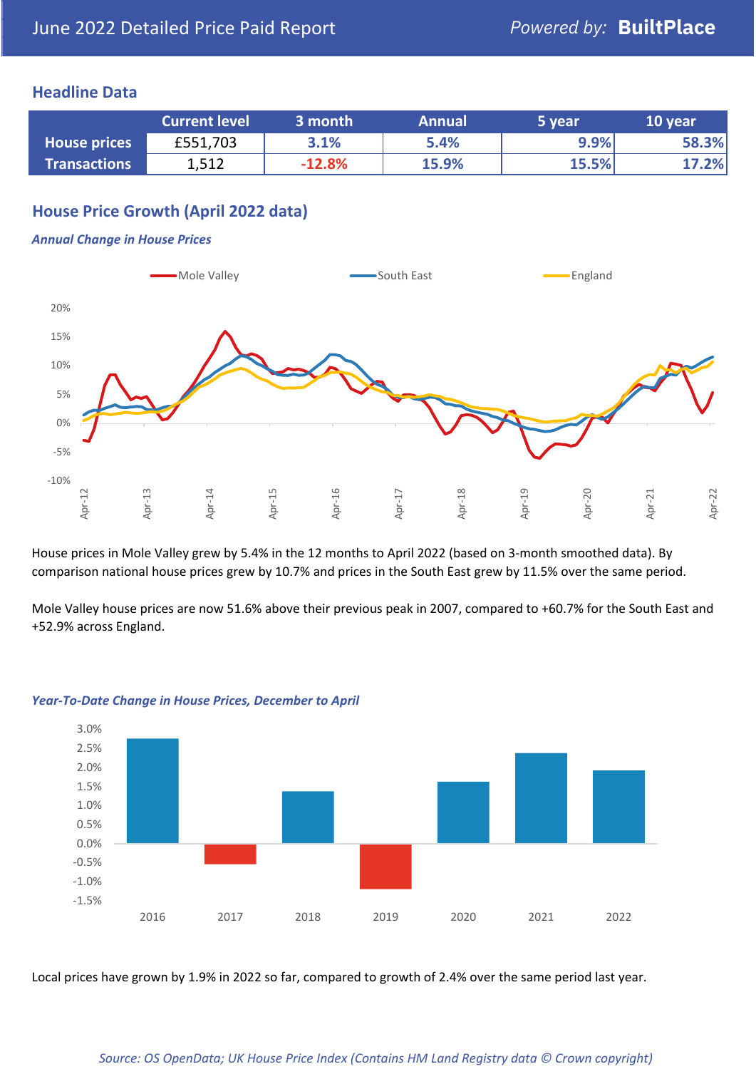# June 2022 Detailed Price Paid Report

Powered by: **BuiltPlace**

## Headline Data

| | Current level | 3 month | Annual | 5 year | 10 year |
|---|---|---|---|---|---|
| **House prices** | £551,703 | 3.1% | 5.4% | 9.9% | 58.3% |
| **Transactions** | 1,512 | -12.8% | 15.9% | 15.5% | 17.2% |

## House Price Growth (April 2022 data)

***Annual Change in House Prices***

House prices in Mole Valley grew by 5.4% in the 12 months to April 2022 (based on 3-month smoothed data). By comparison national house prices grew by 10.7% and prices in the South East grew by 11.5% over the same period.

Mole Valley house prices are now 51.6% above their previous peak in 2007, compared to +60.7% for the South East and +52.9% across England.

***Year-To-Date Change in House Prices, December to April***

Local prices have grown by 1.9% in 2022 so far, compared to growth of 2.4% over the same period last year.

*Source: OS OpenData; UK House Price Index (Contains HM Land Registry data © Crown copyright)*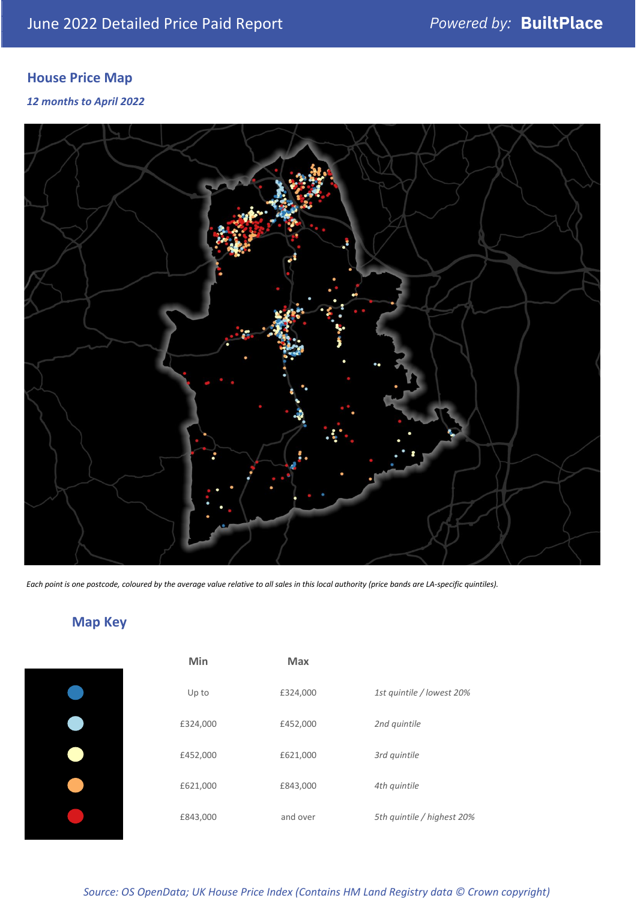June 2022 Detailed Price Paid Report

*Powered by:* **BuiltPlace**

## House Price Map

*12 months to April 2022*

*Each point is one postcode, coloured by the average value relative to all sales in this local authority (price bands are LA-specific quintiles).*

## Map Key

| | Min | Max | |
|---|---|---|---|
| ● | Up to | £324,000 | *1st quintile / lowest 20%* |
| ● | £324,000 | £452,000 | *2nd quintile* |
| ● | £452,000 | £621,000 | *3rd quintile* |
| ● | £621,000 | £843,000 | *4th quintile* |
| ● | £843,000 | and over | *5th quintile / highest 20%* |

*Source: OS OpenData; UK House Price Index (Contains HM Land Registry data © Crown copyright)*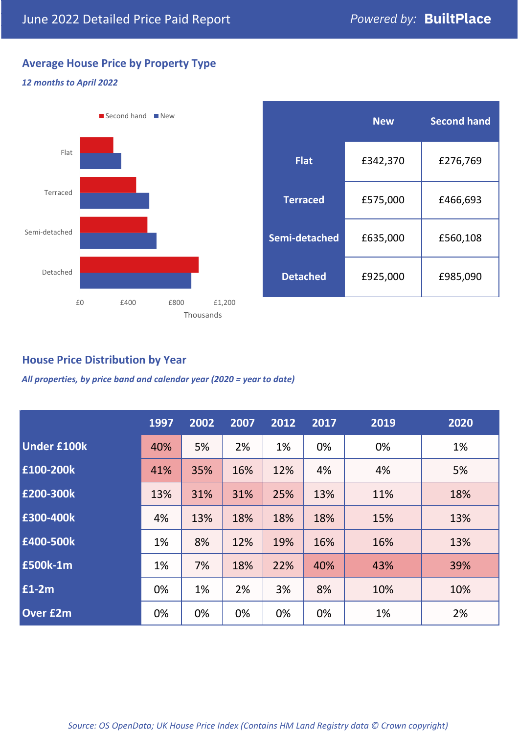# June 2022 Detailed Price Paid Report

*Powered by:* **BuiltPlace**

## Average House Price by Property Type

***12 months to April 2022***

Second hand | New

Flat

Terraced

Semi-detached

Detached

£0 £400 £800 £1,200

Thousands

| | New | Second hand |
|---|---|---|
| **Flat** | £342,370 | £276,769 |
| **Terraced** | £575,000 | £466,693 |
| **Semi-detached** | £635,000 | £560,108 |
| **Detached** | £925,000 | £985,090 |

## House Price Distribution by Year

***All properties, by price band and calendar year (2020 = year to date)***

| | 1997 | 2002 | 2007 | 2012 | 2017 | 2019 | 2020 |
|---|---|---|---|---|---|---|---|
| **Under £100k** | 40% | 5% | 2% | 1% | 0% | 0% | 1% |
| **£100-200k** | 41% | 35% | 16% | 12% | 4% | 4% | 5% |
| **£200-300k** | 13% | 31% | 31% | 25% | 13% | 11% | 18% |
| **£300-400k** | 4% | 13% | 18% | 18% | 18% | 15% | 13% |
| **£400-500k** | 1% | 8% | 12% | 19% | 16% | 16% | 13% |
| **£500k-1m** | 1% | 7% | 18% | 22% | 40% | 43% | 39% |
| **£1-2m** | 0% | 1% | 2% | 3% | 8% | 10% | 10% |
| **Over £2m** | 0% | 0% | 0% | 0% | 0% | 1% | 2% |

*Source: OS OpenData; UK House Price Index (Contains HM Land Registry data © Crown copyright)*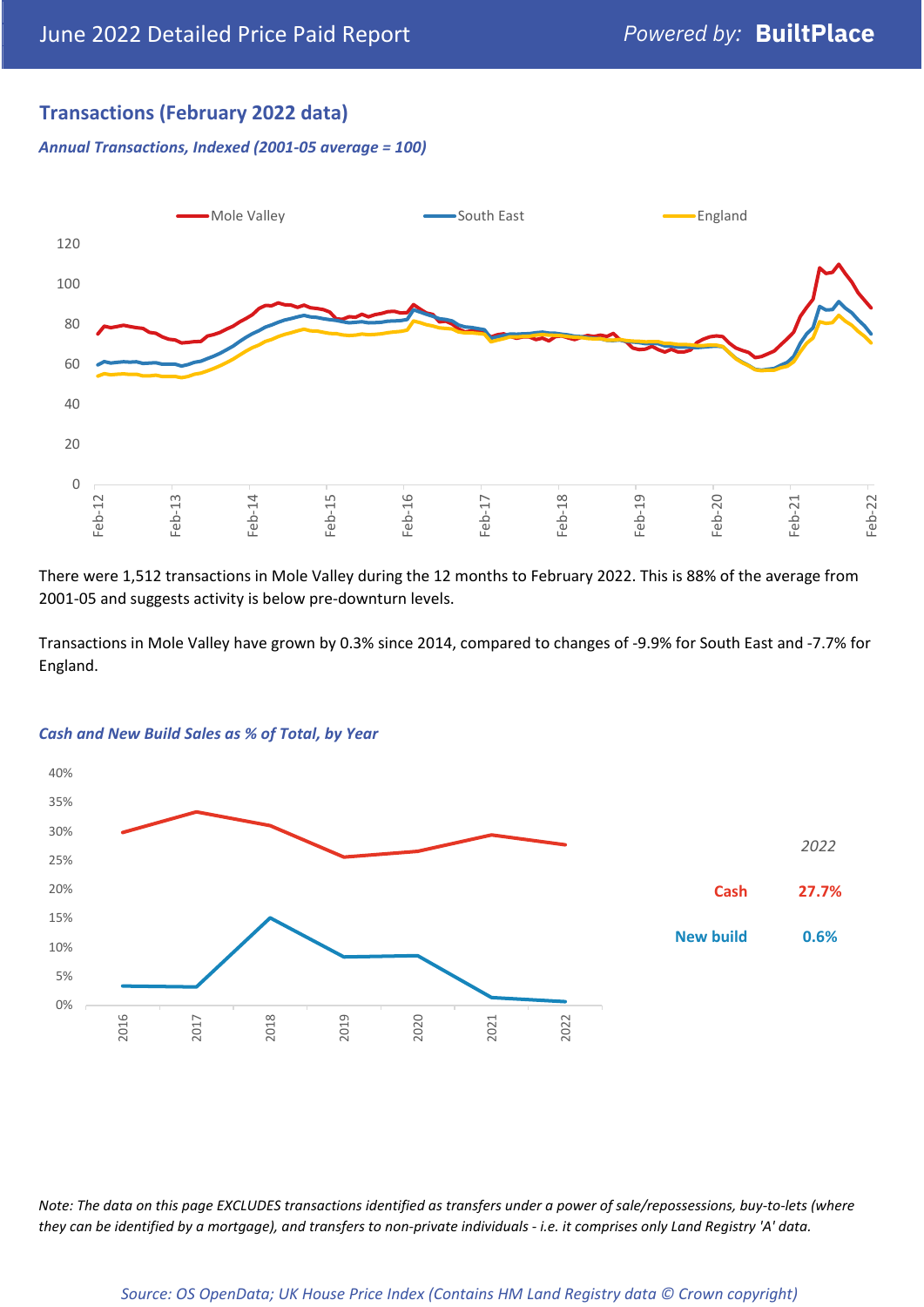## Transactions (February 2022 data)

*Annual Transactions, Indexed (2001-05 average = 100)*

There were 1,512 transactions in Mole Valley during the 12 months to February 2022. This is 88% of the average from 2001-05 and suggests activity is below pre-downturn levels.

Transactions in Mole Valley have grown by 0.3% since 2014, compared to changes of -9.9% for South East and -7.7% for England.

*Cash and New Build Sales as % of Total, by Year*

*2022*

| | |
|---|---|
| Cash | 27.7% |
| New build | 0.6% |

*Note: The data on this page EXCLUDES transactions identified as transfers under a power of sale/repossessions, buy-to-lets (where they can be identified by a mortgage), and transfers to non-private individuals - i.e. it comprises only Land Registry 'A' data.*

*Source: OS OpenData; UK House Price Index (Contains HM Land Registry data © Crown copyright)*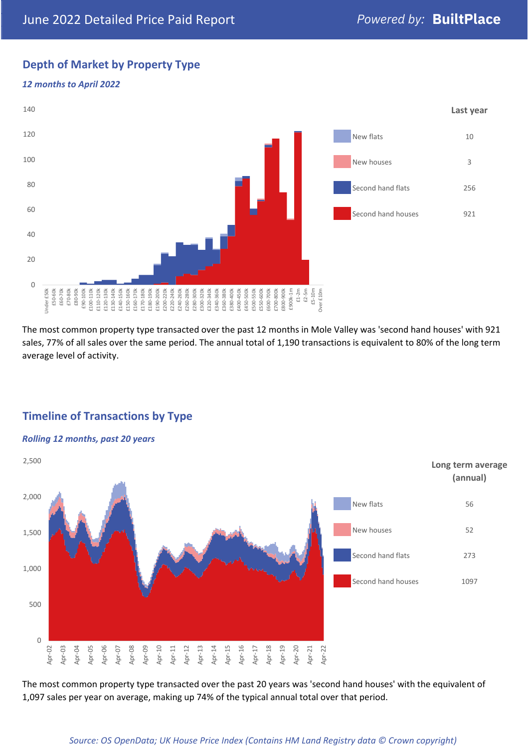# June 2022 Detailed Price Paid Report

Powered by: **BuiltPlace**

## Depth of Market by Property Type

*12 months to April 2022*

140
120
100
80
60
40
20
0

Under £50k, £50-60k, £60-70k, £70-80k, £80-90k, £90-100k, £100-110k, £110-120k, £120-130k, £130-140k, £140-150k, £150-160k, £160-170k, £170-180k, £180-190k, £190-200k, £200-220k, £220-240k, £240-260k, £260-280k, £280-300k, £300-320k, £320-340k, £340-360k, £360-380k, £380-400k, £400-450k, £450-500k, £500-550k, £550-600k, £600-700k, £700-800k, £800-900k, £900k-1m, £1-2m, £2-5m, £5-10m, Over £10m

Last year

New flats 10
New houses 3
Second hand flats 256
Second hand houses 921

The most common property type transacted over the past 12 months in Mole Valley was 'second hand houses' with 921 sales, 77% of all sales over the same period. The annual total of 1,190 transactions is equivalent to 80% of the long term average level of activity.

## Timeline of Transactions by Type

*Rolling 12 months, past 20 years*

2,500
2,000
1,500
1,000
500
0

Apr-02, Apr-03, Apr-04, Apr-05, Apr-06, Apr-07, Apr-08, Apr-09, Apr-10, Apr-11, Apr-12, Apr-13, Apr-14, Apr-15, Apr-16, Apr-17, Apr-18, Apr-19, Apr-20, Apr-21, Apr-22

Long term average (annual)

New flats 56
New houses 52
Second hand flats 273
Second hand houses 1097

The most common property type transacted over the past 20 years was 'second hand houses' with the equivalent of 1,097 sales per year on average, making up 74% of the typical annual total over that period.

*Source: OS OpenData; UK House Price Index (Contains HM Land Registry data © Crown copyright)*